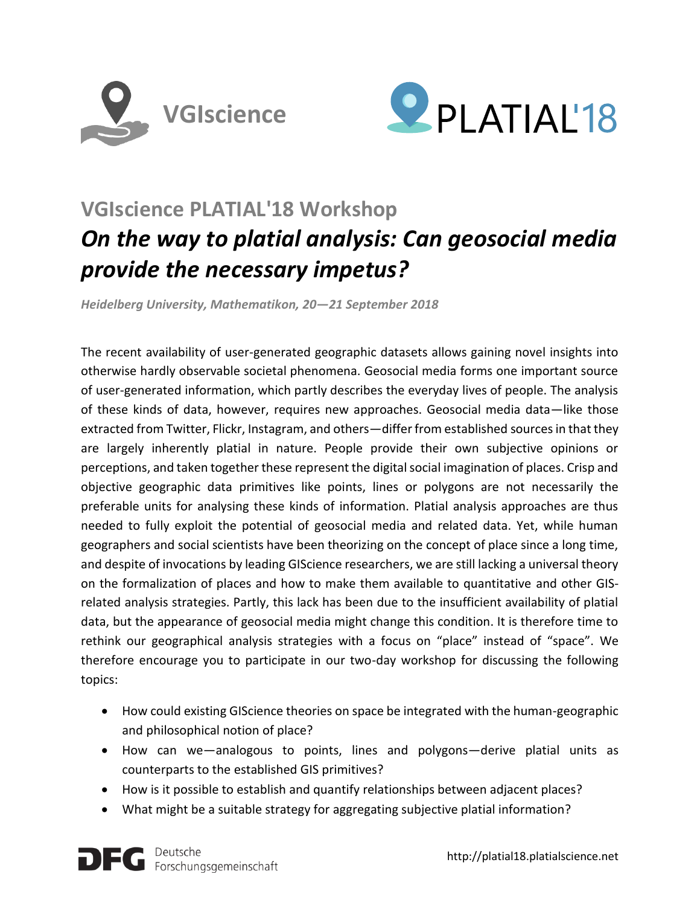VGIscience

PLATIAL'18

## VGIscience PLATIAL'18 Workshop

# *On the way to platial analysis: Can geosocial media provide the necessary impetus?*

***Heidelberg University, Mathematikon, 20—21 September 2018***

The recent availability of user-generated geographic datasets allows gaining novel insights into otherwise hardly observable societal phenomena. Geosocial media forms one important source of user-generated information, which partly describes the everyday lives of people. The analysis of these kinds of data, however, requires new approaches. Geosocial media data—like those extracted from Twitter, Flickr, Instagram, and others—differ from established sources in that they are largely inherently platial in nature. People provide their own subjective opinions or perceptions, and taken together these represent the digital social imagination of places. Crisp and objective geographic data primitives like points, lines or polygons are not necessarily the preferable units for analysing these kinds of information. Platial analysis approaches are thus needed to fully exploit the potential of geosocial media and related data. Yet, while human geographers and social scientists have been theorizing on the concept of place since a long time, and despite of invocations by leading GIScience researchers, we are still lacking a universal theory on the formalization of places and how to make them available to quantitative and other GIS-related analysis strategies. Partly, this lack has been due to the insufficient availability of platial data, but the appearance of geosocial media might change this condition. It is therefore time to rethink our geographical analysis strategies with a focus on "place" instead of "space". We therefore encourage you to participate in our two-day workshop for discussing the following topics:

- How could existing GIScience theories on space be integrated with the human-geographic and philosophical notion of place?
- How can we—analogous to points, lines and polygons—derive platial units as counterparts to the established GIS primitives?
- How is it possible to establish and quantify relationships between adjacent places?
- What might be a suitable strategy for aggregating subjective platial information?

DFG Deutsche Forschungsgemeinschaft

http://platial18.platialscience.net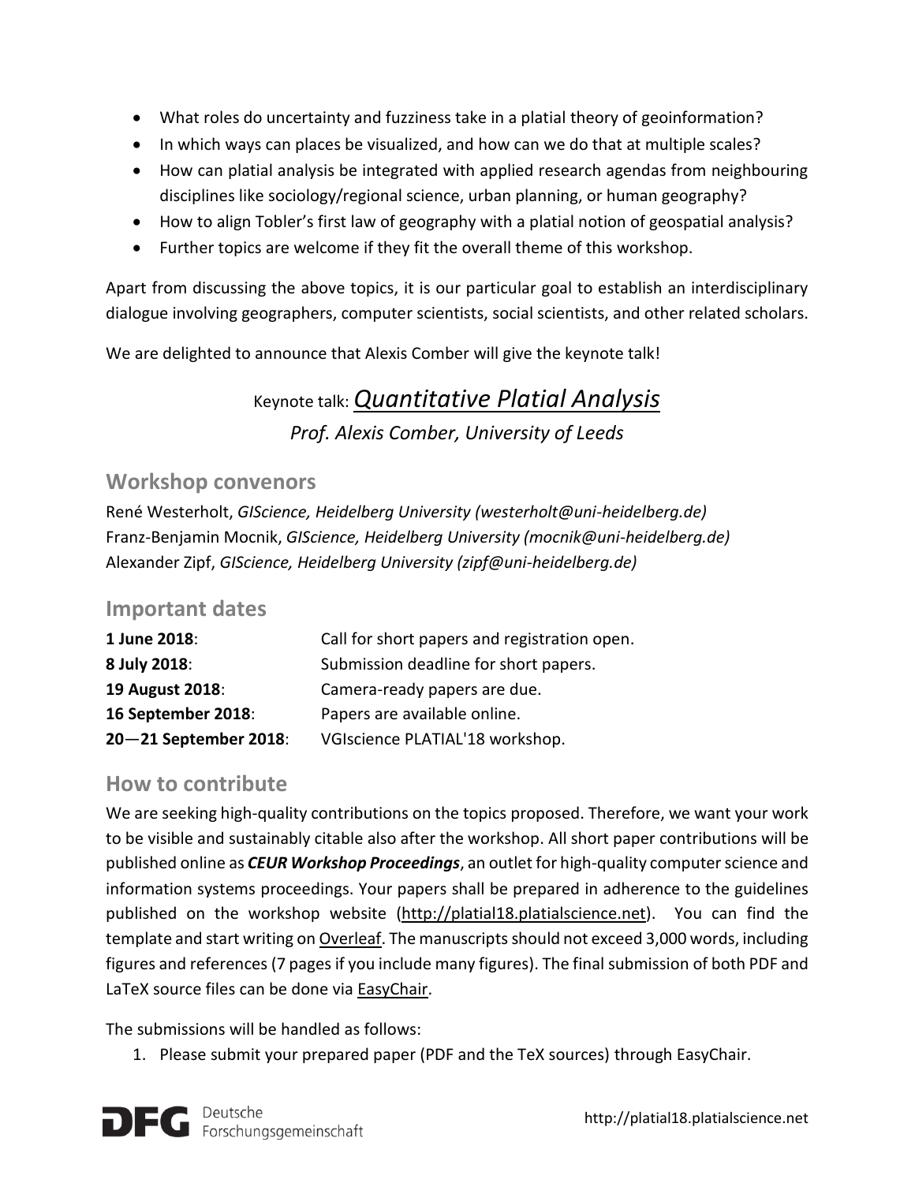- What roles do uncertainty and fuzziness take in a platial theory of geoinformation?
- In which ways can places be visualized, and how can we do that at multiple scales?
- How can platial analysis be integrated with applied research agendas from neighbouring disciplines like sociology/regional science, urban planning, or human geography?
- How to align Tobler's first law of geography with a platial notion of geospatial analysis?
- Further topics are welcome if they fit the overall theme of this workshop.

Apart from discussing the above topics, it is our particular goal to establish an interdisciplinary dialogue involving geographers, computer scientists, social scientists, and other related scholars.

We are delighted to announce that Alexis Comber will give the keynote talk!

Keynote talk: *Quantitative Platial Analysis*

*Prof. Alexis Comber, University of Leeds*

## Workshop convenors

René Westerholt, *GIScience, Heidelberg University (westerholt@uni-heidelberg.de)*
Franz-Benjamin Mocnik, *GIScience, Heidelberg University (mocnik@uni-heidelberg.de)*
Alexander Zipf, *GIScience, Heidelberg University (zipf@uni-heidelberg.de)*

## Important dates

| | |
|---|---|
| **1 June 2018**: | Call for short papers and registration open. |
| **8 July 2018**: | Submission deadline for short papers. |
| **19 August 2018**: | Camera-ready papers are due. |
| **16 September 2018**: | Papers are available online. |
| **20—21 September 2018**: | VGIscience PLATIAL'18 workshop. |

## How to contribute

We are seeking high-quality contributions on the topics proposed. Therefore, we want your work to be visible and sustainably citable also after the workshop. All short paper contributions will be published online as ***CEUR Workshop Proceedings***, an outlet for high-quality computer science and information systems proceedings. Your papers shall be prepared in adherence to the guidelines published on the workshop website (http://platial18.platialscience.net). You can find the template and start writing on Overleaf. The manuscripts should not exceed 3,000 words, including figures and references (7 pages if you include many figures). The final submission of both PDF and LaTeX source files can be done via EasyChair.

The submissions will be handled as follows:

1. Please submit your prepared paper (PDF and the TeX sources) through EasyChair.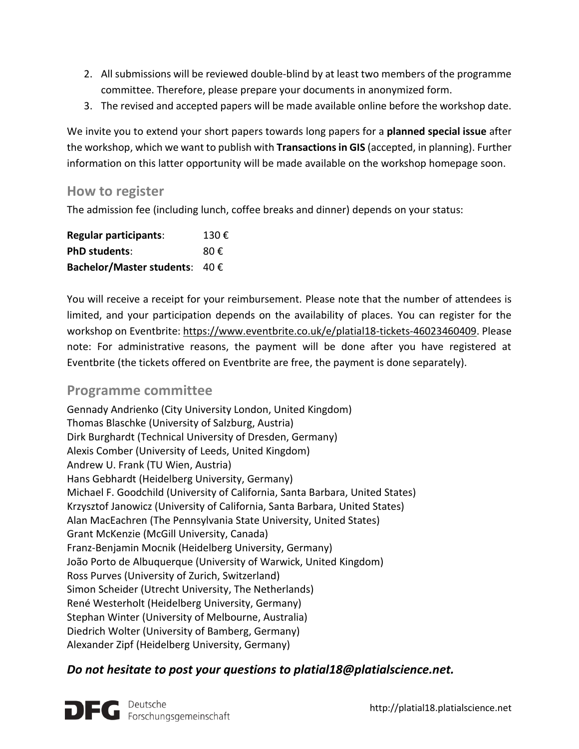2. All submissions will be reviewed double-blind by at least two members of the programme committee. Therefore, please prepare your documents in anonymized form.
3. The revised and accepted papers will be made available online before the workshop date.

We invite you to extend your short papers towards long papers for a **planned special issue** after the workshop, which we want to publish with **Transactions in GIS** (accepted, in planning). Further information on this latter opportunity will be made available on the workshop homepage soon.

## How to register

The admission fee (including lunch, coffee breaks and dinner) depends on your status:

| | |
|---|---|
| **Regular participants**: | 130 € |
| **PhD students**: | 80 € |
| **Bachelor/Master students**: | 40 € |

You will receive a receipt for your reimbursement. Please note that the number of attendees is limited, and your participation depends on the availability of places. You can register for the workshop on Eventbrite: https://www.eventbrite.co.uk/e/platial18-tickets-46023460409. Please note: For administrative reasons, the payment will be done after you have registered at Eventbrite (the tickets offered on Eventbrite are free, the payment is done separately).

## Programme committee

Gennady Andrienko (City University London, United Kingdom)
Thomas Blaschke (University of Salzburg, Austria)
Dirk Burghardt (Technical University of Dresden, Germany)
Alexis Comber (University of Leeds, United Kingdom)
Andrew U. Frank (TU Wien, Austria)
Hans Gebhardt (Heidelberg University, Germany)
Michael F. Goodchild (University of California, Santa Barbara, United States)
Krzysztof Janowicz (University of California, Santa Barbara, United States)
Alan MacEachren (The Pennsylvania State University, United States)
Grant McKenzie (McGill University, Canada)
Franz-Benjamin Mocnik (Heidelberg University, Germany)
João Porto de Albuquerque (University of Warwick, United Kingdom)
Ross Purves (University of Zurich, Switzerland)
Simon Scheider (Utrecht University, The Netherlands)
René Westerholt (Heidelberg University, Germany)
Stephan Winter (University of Melbourne, Australia)
Diedrich Wolter (University of Bamberg, Germany)
Alexander Zipf (Heidelberg University, Germany)

***Do not hesitate to post your questions to platial18@platialscience.net.***

DFG Deutsche Forschungsgemeinschaft

http://platial18.platialscience.net